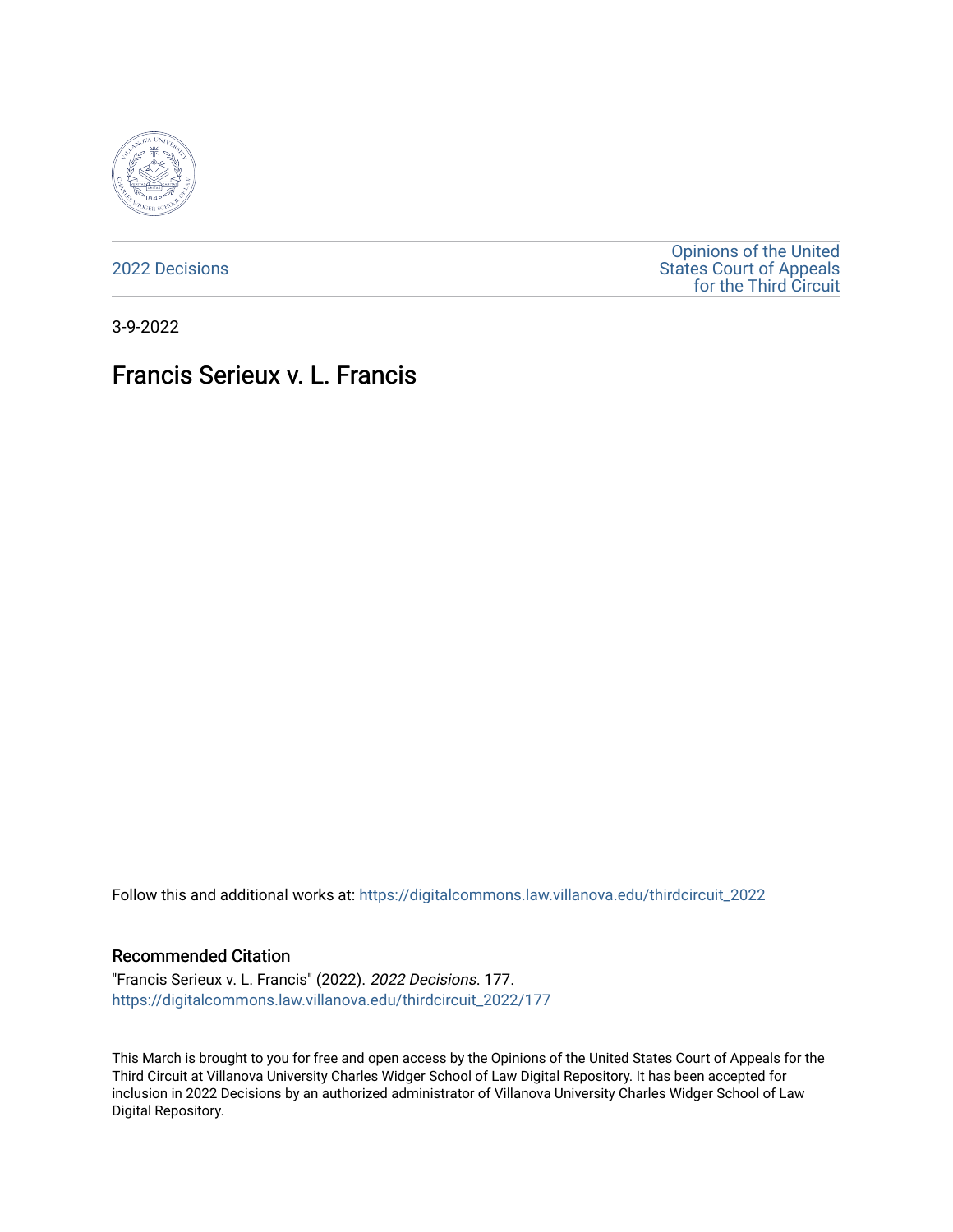2022 Decisions

Opinions of the United States Court of Appeals for the Third Circuit

3-9-2022

# Francis Serieux v. L. Francis

Follow this and additional works at: https://digitalcommons.law.villanova.edu/thirdcircuit_2022

## Recommended Citation

"Francis Serieux v. L. Francis" (2022). *2022 Decisions*. 177.
https://digitalcommons.law.villanova.edu/thirdcircuit_2022/177

This March is brought to you for free and open access by the Opinions of the United States Court of Appeals for the Third Circuit at Villanova University Charles Widger School of Law Digital Repository. It has been accepted for inclusion in 2022 Decisions by an authorized administrator of Villanova University Charles Widger School of Law Digital Repository.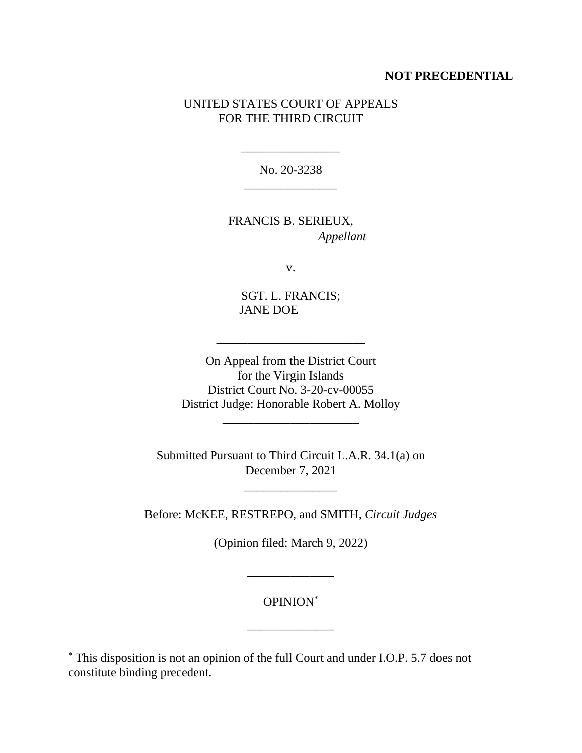**NOT PRECEDENTIAL**

UNITED STATES COURT OF APPEALS
FOR THE THIRD CIRCUIT

---

No. 20-3238

---

FRANCIS B. SERIEUX,
*Appellant*

v.

SGT. L. FRANCIS;
JANE DOE

---

On Appeal from the District Court
for the Virgin Islands
District Court No. 3-20-cv-00055
District Judge: Honorable Robert A. Molloy

---

Submitted Pursuant to Third Circuit L.A.R. 34.1(a) on
December 7, 2021

---

Before: McKEE, RESTREPO, and SMITH, *Circuit Judges*

(Opinion filed: March 9, 2022)

---

OPINION[*]

---

[*] This disposition is not an opinion of the full Court and under I.O.P. 5.7 does not constitute binding precedent.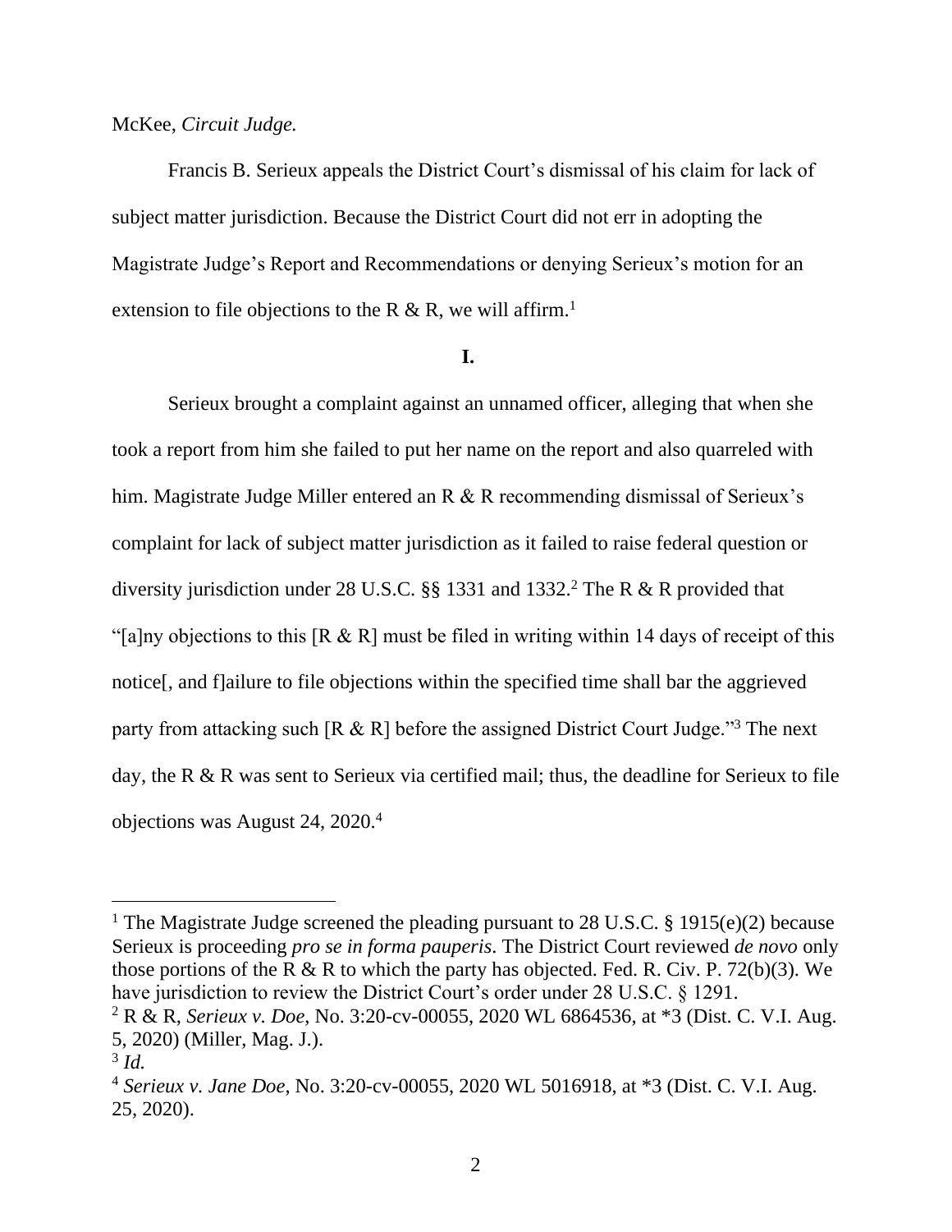McKee, *Circuit Judge.*

Francis B. Serieux appeals the District Court's dismissal of his claim for lack of subject matter jurisdiction. Because the District Court did not err in adopting the Magistrate Judge's Report and Recommendations or denying Serieux's motion for an extension to file objections to the R & R, we will affirm.[1]

**I.**

Serieux brought a complaint against an unnamed officer, alleging that when she took a report from him she failed to put her name on the report and also quarreled with him. Magistrate Judge Miller entered an R & R recommending dismissal of Serieux's complaint for lack of subject matter jurisdiction as it failed to raise federal question or diversity jurisdiction under 28 U.S.C. §§ 1331 and 1332.[2] The R & R provided that "[a]ny objections to this [R & R] must be filed in writing within 14 days of receipt of this notice[, and f]ailure to file objections within the specified time shall bar the aggrieved party from attacking such [R & R] before the assigned District Court Judge."[3] The next day, the R & R was sent to Serieux via certified mail; thus, the deadline for Serieux to file objections was August 24, 2020.[4]

---

[1] The Magistrate Judge screened the pleading pursuant to 28 U.S.C. § 1915(e)(2) because Serieux is proceeding *pro se in forma pauperis*. The District Court reviewed *de novo* only those portions of the R & R to which the party has objected. Fed. R. Civ. P. 72(b)(3). We have jurisdiction to review the District Court's order under 28 U.S.C. § 1291.

[2] R & R, *Serieux v. Doe*, No. 3:20-cv-00055, 2020 WL 6864536, at *3 (Dist. C. V.I. Aug. 5, 2020) (Miller, Mag. J.).

[3] *Id.*

[4] *Serieux v. Jane Doe*, No. 3:20-cv-00055, 2020 WL 5016918, at *3 (Dist. C. V.I. Aug. 25, 2020).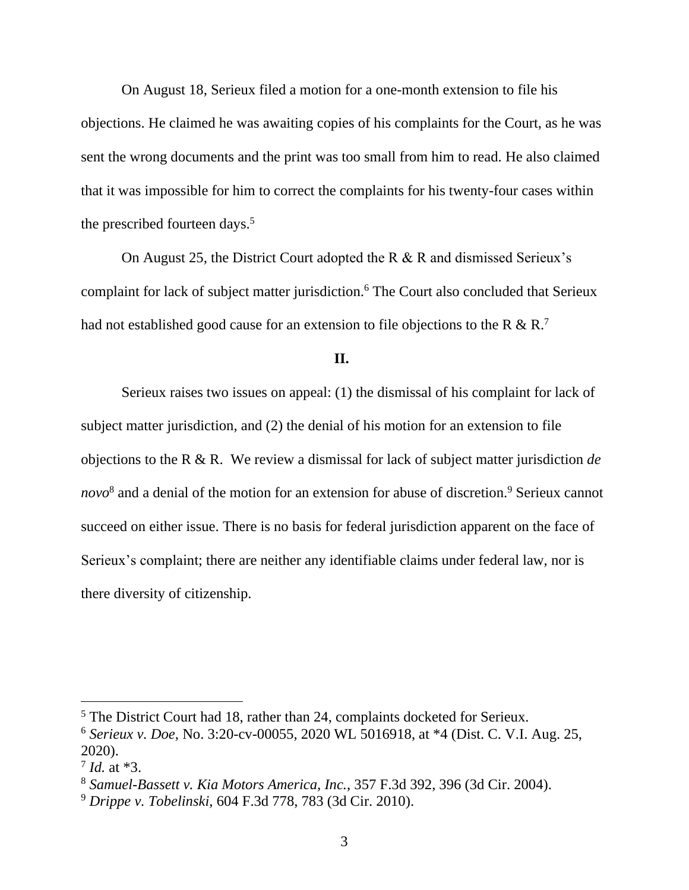On August 18, Serieux filed a motion for a one-month extension to file his objections. He claimed he was awaiting copies of his complaints for the Court, as he was sent the wrong documents and the print was too small from him to read. He also claimed that it was impossible for him to correct the complaints for his twenty-four cases within the prescribed fourteen days.[5]

On August 25, the District Court adopted the R & R and dismissed Serieux's complaint for lack of subject matter jurisdiction.[6] The Court also concluded that Serieux had not established good cause for an extension to file objections to the R & R.[7]

## II.

Serieux raises two issues on appeal: (1) the dismissal of his complaint for lack of subject matter jurisdiction, and (2) the denial of his motion for an extension to file objections to the R & R. We review a dismissal for lack of subject matter jurisdiction *de novo*[8] and a denial of the motion for an extension for abuse of discretion.[9] Serieux cannot succeed on either issue. There is no basis for federal jurisdiction apparent on the face of Serieux's complaint; there are neither any identifiable claims under federal law, nor is there diversity of citizenship.

---

[5] The District Court had 18, rather than 24, complaints docketed for Serieux.

[6] *Serieux v. Doe*, No. 3:20-cv-00055, 2020 WL 5016918, at *4 (Dist. C. V.I. Aug. 25, 2020).

[7] *Id.* at *3.

[8] *Samuel-Bassett v. Kia Motors America, Inc.*, 357 F.3d 392, 396 (3d Cir. 2004).

[9] *Drippe v. Tobelinski*, 604 F.3d 778, 783 (3d Cir. 2010).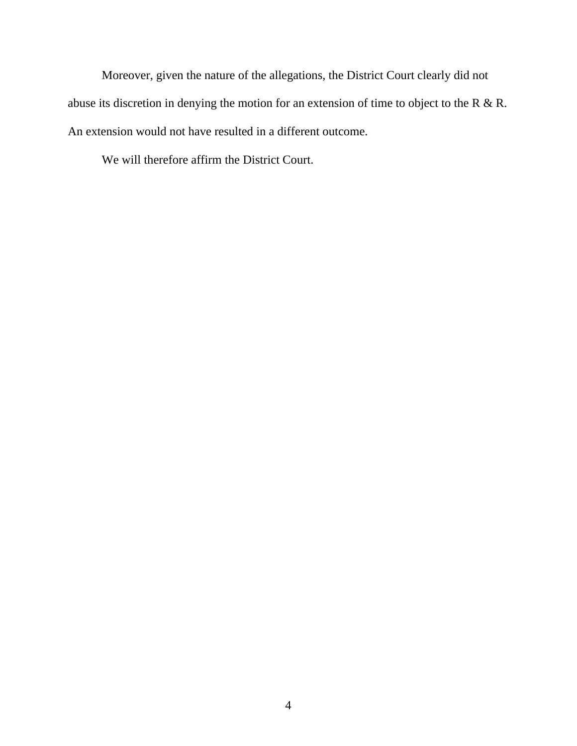Moreover, given the nature of the allegations, the District Court clearly did not abuse its discretion in denying the motion for an extension of time to object to the R & R. An extension would not have resulted in a different outcome.

We will therefore affirm the District Court.